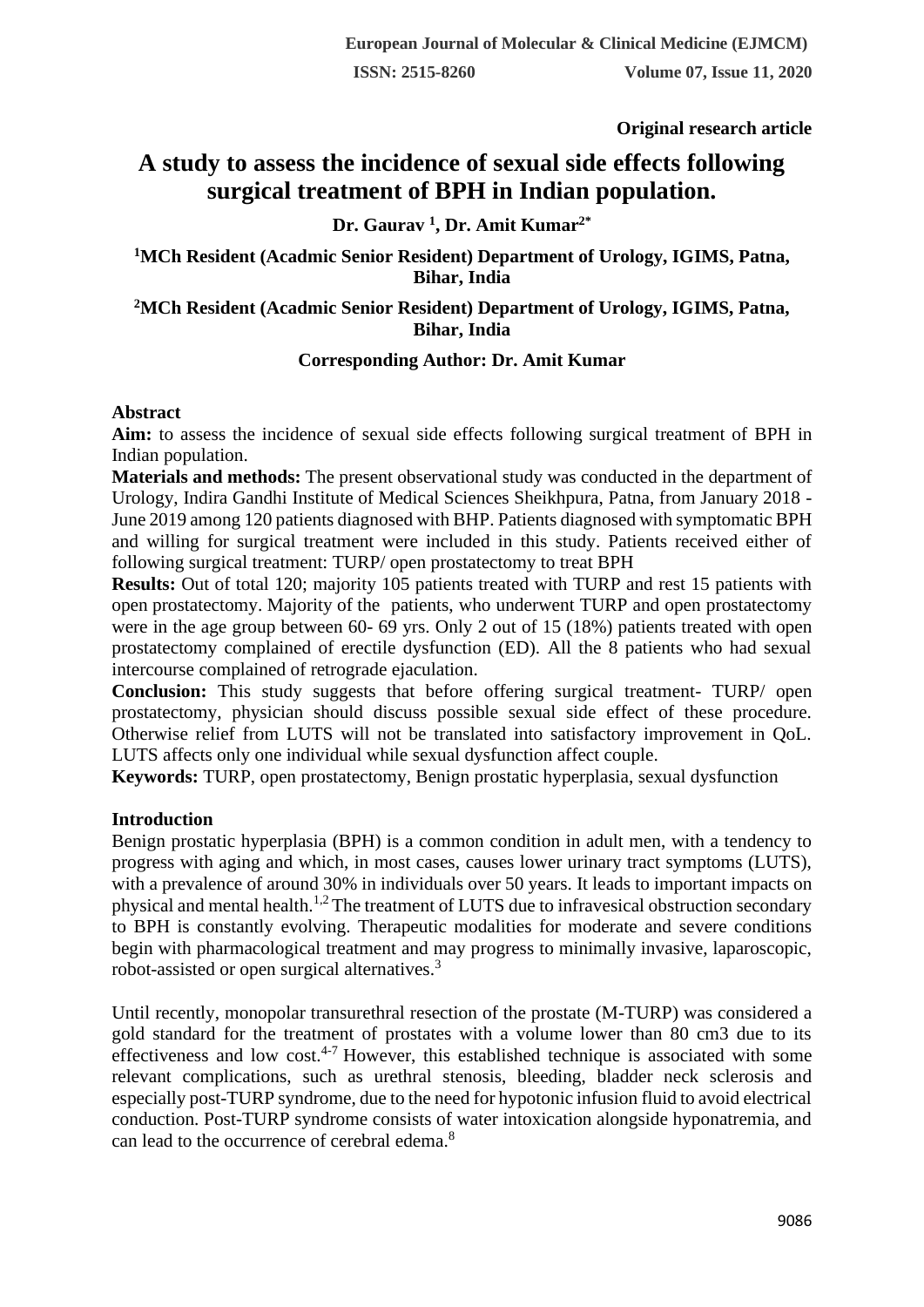**Original research article**

# A study to assess the incidence of sexual side effects following surgical treatment of BPH in Indian population.

**Dr. Gaurav [1], Dr. Amit Kumar[2*]**

**[1]MCh Resident (Acadmic Senior Resident) Department of Urology, IGIMS, Patna, Bihar, India**

**[2]MCh Resident (Acadmic Senior Resident) Department of Urology, IGIMS, Patna, Bihar, India**

**Corresponding Author: Dr. Amit Kumar**

## Abstract

**Aim:** to assess the incidence of sexual side effects following surgical treatment of BPH in Indian population.

**Materials and methods:** The present observational study was conducted in the department of Urology, Indira Gandhi Institute of Medical Sciences Sheikhpura, Patna, from January 2018 - June 2019 among 120 patients diagnosed with BHP. Patients diagnosed with symptomatic BPH and willing for surgical treatment were included in this study. Patients received either of following surgical treatment: TURP/ open prostatectomy to treat BPH

**Results:** Out of total 120; majority 105 patients treated with TURP and rest 15 patients with open prostatectomy. Majority of the patients, who underwent TURP and open prostatectomy were in the age group between 60- 69 yrs. Only 2 out of 15 (18%) patients treated with open prostatectomy complained of erectile dysfunction (ED). All the 8 patients who had sexual intercourse complained of retrograde ejaculation.

**Conclusion:** This study suggests that before offering surgical treatment- TURP/ open prostatectomy, physician should discuss possible sexual side effect of these procedure. Otherwise relief from LUTS will not be translated into satisfactory improvement in QoL. LUTS affects only one individual while sexual dysfunction affect couple.

**Keywords:** TURP, open prostatectomy, Benign prostatic hyperplasia, sexual dysfunction

## Introduction

Benign prostatic hyperplasia (BPH) is a common condition in adult men, with a tendency to progress with aging and which, in most cases, causes lower urinary tract symptoms (LUTS), with a prevalence of around 30% in individuals over 50 years. It leads to important impacts on physical and mental health.[1,2] The treatment of LUTS due to infravesical obstruction secondary to BPH is constantly evolving. Therapeutic modalities for moderate and severe conditions begin with pharmacological treatment and may progress to minimally invasive, laparoscopic, robot-assisted or open surgical alternatives.[3]

Until recently, monopolar transurethral resection of the prostate (M-TURP) was considered a gold standard for the treatment of prostates with a volume lower than 80 cm3 due to its effectiveness and low cost.[4-7] However, this established technique is associated with some relevant complications, such as urethral stenosis, bleeding, bladder neck sclerosis and especially post-TURP syndrome, due to the need for hypotonic infusion fluid to avoid electrical conduction. Post-TURP syndrome consists of water intoxication alongside hyponatremia, and can lead to the occurrence of cerebral edema.[8]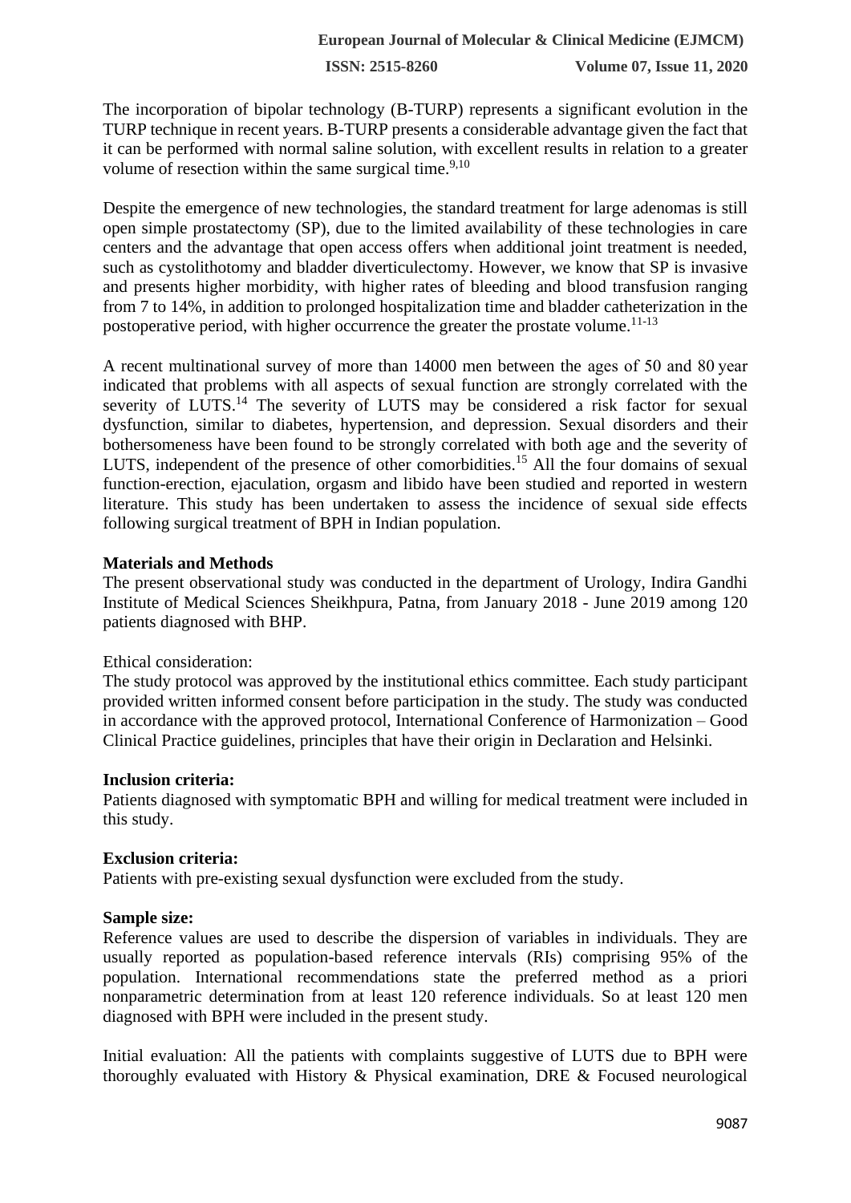The incorporation of bipolar technology (B-TURP) represents a significant evolution in the TURP technique in recent years. B-TURP presents a considerable advantage given the fact that it can be performed with normal saline solution, with excellent results in relation to a greater volume of resection within the same surgical time.[9,10]

Despite the emergence of new technologies, the standard treatment for large adenomas is still open simple prostatectomy (SP), due to the limited availability of these technologies in care centers and the advantage that open access offers when additional joint treatment is needed, such as cystolithotomy and bladder diverticulectomy. However, we know that SP is invasive and presents higher morbidity, with higher rates of bleeding and blood transfusion ranging from 7 to 14%, in addition to prolonged hospitalization time and bladder catheterization in the postoperative period, with higher occurrence the greater the prostate volume.[11-13]

A recent multinational survey of more than 14000 men between the ages of 50 and 80 year indicated that problems with all aspects of sexual function are strongly correlated with the severity of LUTS.[14] The severity of LUTS may be considered a risk factor for sexual dysfunction, similar to diabetes, hypertension, and depression. Sexual disorders and their bothersomeness have been found to be strongly correlated with both age and the severity of LUTS, independent of the presence of other comorbidities.[15] All the four domains of sexual function-erection, ejaculation, orgasm and libido have been studied and reported in western literature. This study has been undertaken to assess the incidence of sexual side effects following surgical treatment of BPH in Indian population.

**Materials and Methods**

The present observational study was conducted in the department of Urology, Indira Gandhi Institute of Medical Sciences Sheikhpura, Patna, from January 2018 - June 2019 among 120 patients diagnosed with BHP.

Ethical consideration:

The study protocol was approved by the institutional ethics committee. Each study participant provided written informed consent before participation in the study. The study was conducted in accordance with the approved protocol, International Conference of Harmonization – Good Clinical Practice guidelines, principles that have their origin in Declaration and Helsinki.

**Inclusion criteria:**

Patients diagnosed with symptomatic BPH and willing for medical treatment were included in this study.

**Exclusion criteria:**

Patients with pre-existing sexual dysfunction were excluded from the study.

**Sample size:**

Reference values are used to describe the dispersion of variables in individuals. They are usually reported as population-based reference intervals (RIs) comprising 95% of the population. International recommendations state the preferred method as a priori nonparametric determination from at least 120 reference individuals. So at least 120 men diagnosed with BPH were included in the present study.

Initial evaluation: All the patients with complaints suggestive of LUTS due to BPH were thoroughly evaluated with History & Physical examination, DRE & Focused neurological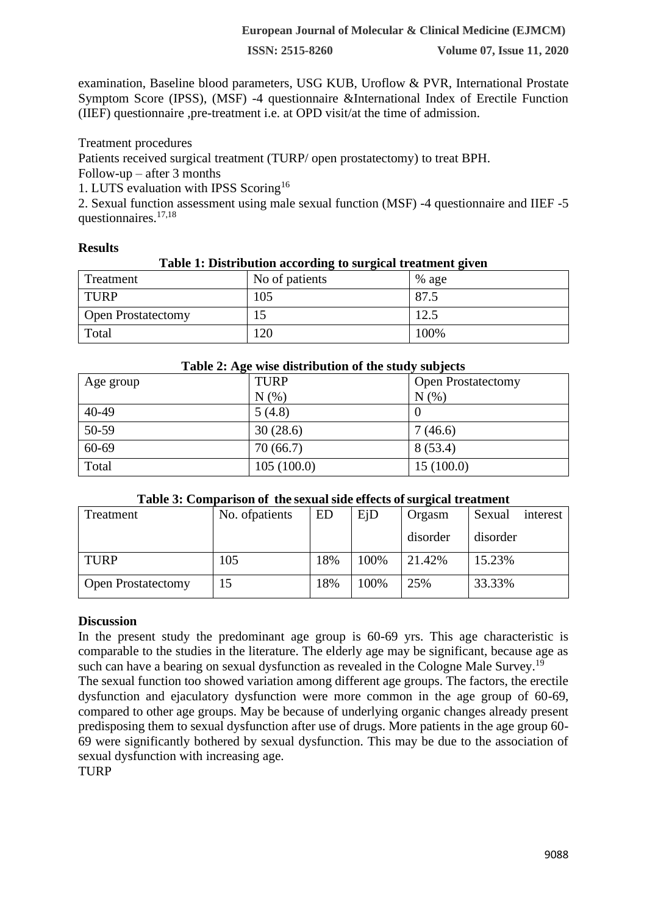examination, Baseline blood parameters, USG KUB, Uroflow & PVR, International Prostate Symptom Score (IPSS), (MSF) -4 questionnaire &International Index of Erectile Function (IIEF) questionnaire ,pre-treatment i.e. at OPD visit/at the time of admission.

Treatment procedures

Patients received surgical treatment (TURP/ open prostatectomy) to treat BPH.

Follow-up – after 3 months

1. LUTS evaluation with IPSS Scoring[16]
2. Sexual function assessment using male sexual function (MSF) -4 questionnaire and IIEF -5 questionnaires.[17,18]

**Results**

**Table 1: Distribution according to surgical treatment given**

| Treatment | No of patients | % age |
|---|---|---|
| TURP | 105 | 87.5 |
| Open Prostatectomy | 15 | 12.5 |
| Total | 120 | 100% |

**Table 2: Age wise distribution of the study subjects**

| Age group | TURP N (%) | Open Prostactomy N (%) |
|---|---|---|
| 40-49 | 5 (4.8) | 0 |
| 50-59 | 30 (28.6) | 7 (46.6) |
| 60-69 | 70 (66.7) | 8 (53.4) |
| Total | 105 (100.0) | 15 (100.0) |

**Table 3: Comparison of the sexual side effects of surgical treatment**

| Treatment | No. ofpatients | ED | EjD | Orgasm disorder | Sexual interest disorder |
|---|---|---|---|---|---|
| TURP | 105 | 18% | 100% | 21.42% | 15.23% |
| Open Prostatectomy | 15 | 18% | 100% | 25% | 33.33% |

**Discussion**

In the present study the predominant age group is 60-69 yrs. This age characteristic is comparable to the studies in the literature. The elderly age may be significant, because age as such can have a bearing on sexual dysfunction as revealed in the Cologne Male Survey.[19]

The sexual function too showed variation among different age groups. The factors, the erectile dysfunction and ejaculatory dysfunction were more common in the age group of 60-69, compared to other age groups. May be because of underlying organic changes already present predisposing them to sexual dysfunction after use of drugs. More patients in the age group 60-69 were significantly bothered by sexual dysfunction. This may be due to the association of sexual dysfunction with increasing age.

TURP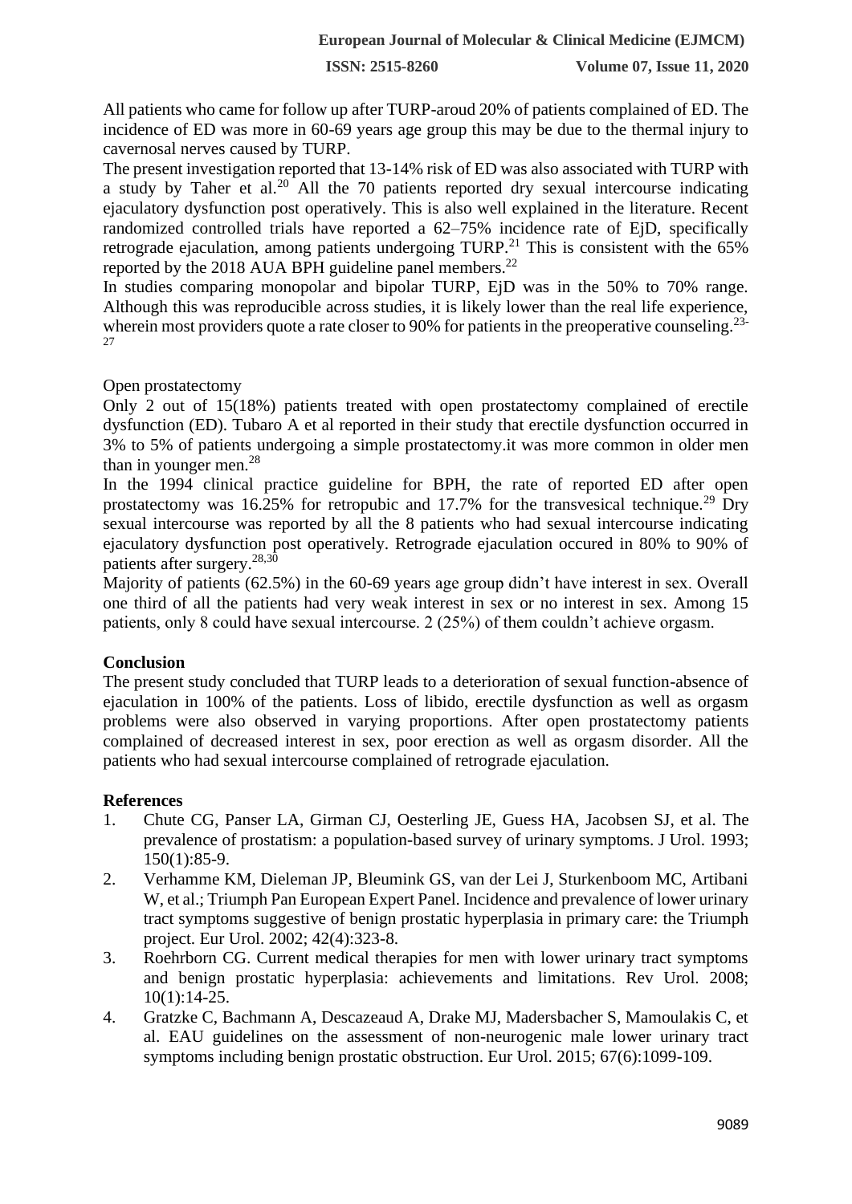All patients who came for follow up after TURP-aroud 20% of patients complained of ED. The incidence of ED was more in 60-69 years age group this may be due to the thermal injury to cavernosal nerves caused by TURP.

The present investigation reported that 13-14% risk of ED was also associated with TURP with a study by Taher et al.[20] All the 70 patients reported dry sexual intercourse indicating ejaculatory dysfunction post operatively. This is also well explained in the literature. Recent randomized controlled trials have reported a 62–75% incidence rate of EjD, specifically retrograde ejaculation, among patients undergoing TURP.[21] This is consistent with the 65% reported by the 2018 AUA BPH guideline panel members.[22]

In studies comparing monopolar and bipolar TURP, EjD was in the 50% to 70% range. Although this was reproducible across studies, it is likely lower than the real life experience, wherein most providers quote a rate closer to 90% for patients in the preoperative counseling.[23-27]

Open prostatectomy

Only 2 out of 15(18%) patients treated with open prostatectomy complained of erectile dysfunction (ED). Tubaro A et al reported in their study that erectile dysfunction occurred in 3% to 5% of patients undergoing a simple prostatectomy.it was more common in older men than in younger men.[28]

In the 1994 clinical practice guideline for BPH, the rate of reported ED after open prostatectomy was 16.25% for retropubic and 17.7% for the transvesical technique.[29] Dry sexual intercourse was reported by all the 8 patients who had sexual intercourse indicating ejaculatory dysfunction post operatively. Retrograde ejaculation occured in 80% to 90% of patients after surgery.[28,30]

Majority of patients (62.5%) in the 60-69 years age group didn't have interest in sex. Overall one third of all the patients had very weak interest in sex or no interest in sex. Among 15 patients, only 8 could have sexual intercourse. 2 (25%) of them couldn't achieve orgasm.

## Conclusion

The present study concluded that TURP leads to a deterioration of sexual function-absence of ejaculation in 100% of the patients. Loss of libido, erectile dysfunction as well as orgasm problems were also observed in varying proportions. After open prostatectomy patients complained of decreased interest in sex, poor erection as well as orgasm disorder. All the patients who had sexual intercourse complained of retrograde ejaculation.

## References

1. Chute CG, Panser LA, Girman CJ, Oesterling JE, Guess HA, Jacobsen SJ, et al. The prevalence of prostatism: a population-based survey of urinary symptoms. J Urol. 1993; 150(1):85-9.
2. Verhamme KM, Dieleman JP, Bleumink GS, van der Lei J, Sturkenboom MC, Artibani W, et al.; Triumph Pan European Expert Panel. Incidence and prevalence of lower urinary tract symptoms suggestive of benign prostatic hyperplasia in primary care: the Triumph project. Eur Urol. 2002; 42(4):323-8.
3. Roehrborn CG. Current medical therapies for men with lower urinary tract symptoms and benign prostatic hyperplasia: achievements and limitations. Rev Urol. 2008; 10(1):14-25.
4. Gratzke C, Bachmann A, Descazeaud A, Drake MJ, Madersbacher S, Mamoulakis C, et al. EAU guidelines on the assessment of non-neurogenic male lower urinary tract symptoms including benign prostatic obstruction. Eur Urol. 2015; 67(6):1099-109.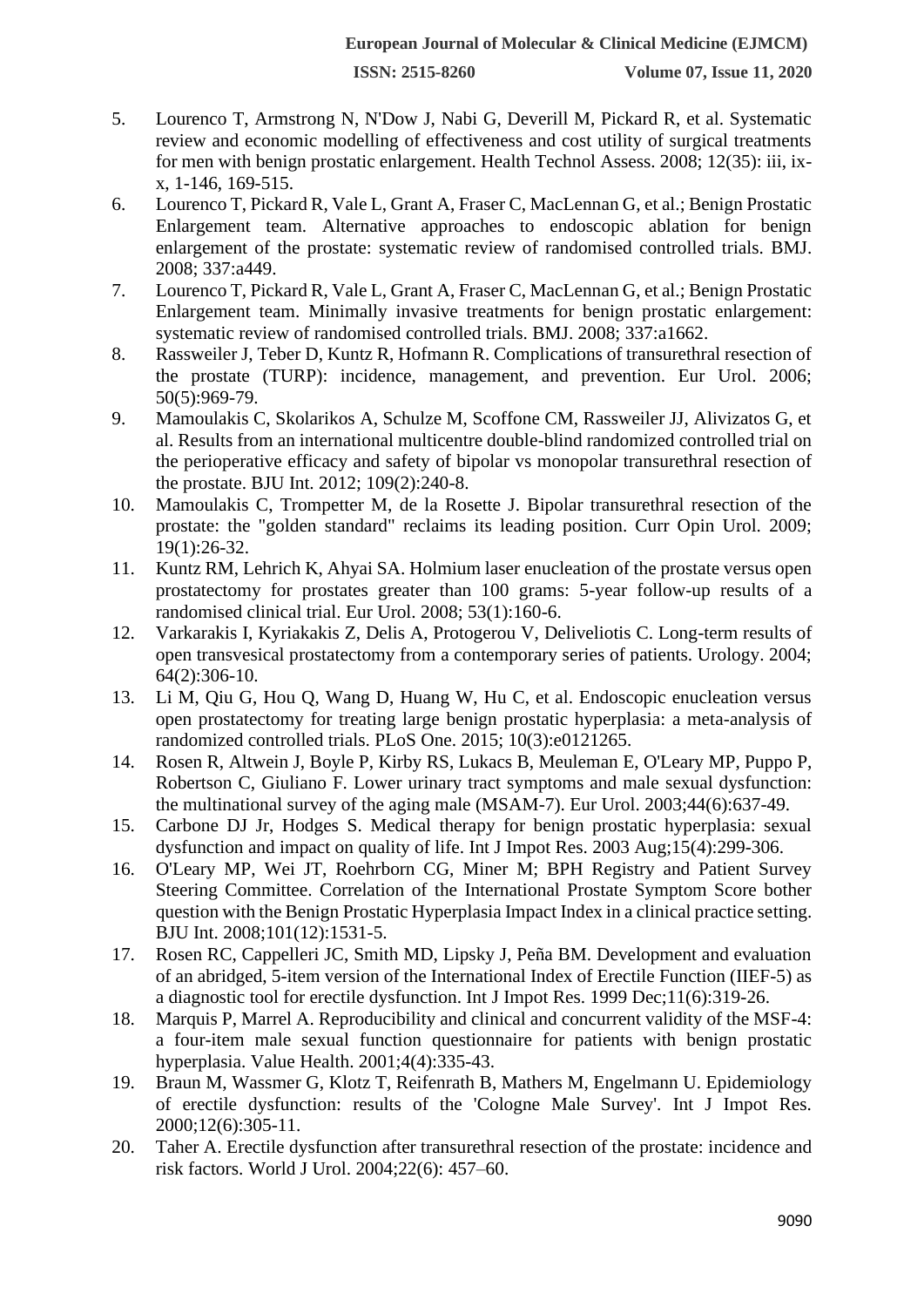5. Lourenco T, Armstrong N, N'Dow J, Nabi G, Deverill M, Pickard R, et al. Systematic review and economic modelling of effectiveness and cost utility of surgical treatments for men with benign prostatic enlargement. Health Technol Assess. 2008; 12(35): iii, ix-x, 1-146, 169-515.
6. Lourenco T, Pickard R, Vale L, Grant A, Fraser C, MacLennan G, et al.; Benign Prostatic Enlargement team. Alternative approaches to endoscopic ablation for benign enlargement of the prostate: systematic review of randomised controlled trials. BMJ. 2008; 337:a449.
7. Lourenco T, Pickard R, Vale L, Grant A, Fraser C, MacLennan G, et al.; Benign Prostatic Enlargement team. Minimally invasive treatments for benign prostatic enlargement: systematic review of randomised controlled trials. BMJ. 2008; 337:a1662.
8. Rassweiler J, Teber D, Kuntz R, Hofmann R. Complications of transurethral resection of the prostate (TURP): incidence, management, and prevention. Eur Urol. 2006; 50(5):969-79.
9. Mamoulakis C, Skolarikos A, Schulze M, Scoffone CM, Rassweiler JJ, Alivizatos G, et al. Results from an international multicentre double-blind randomized controlled trial on the perioperative efficacy and safety of bipolar vs monopolar transurethral resection of the prostate. BJU Int. 2012; 109(2):240-8.
10. Mamoulakis C, Trompetter M, de la Rosette J. Bipolar transurethral resection of the prostate: the "golden standard" reclaims its leading position. Curr Opin Urol. 2009; 19(1):26-32.
11. Kuntz RM, Lehrich K, Ahyai SA. Holmium laser enucleation of the prostate versus open prostatectomy for prostates greater than 100 grams: 5-year follow-up results of a randomised clinical trial. Eur Urol. 2008; 53(1):160-6.
12. Varkarakis I, Kyriakakis Z, Delis A, Protogerou V, Deliveliotis C. Long-term results of open transvesical prostatectomy from a contemporary series of patients. Urology. 2004; 64(2):306-10.
13. Li M, Qiu G, Hou Q, Wang D, Huang W, Hu C, et al. Endoscopic enucleation versus open prostatectomy for treating large benign prostatic hyperplasia: a meta-analysis of randomized controlled trials. PLoS One. 2015; 10(3):e0121265.
14. Rosen R, Altwein J, Boyle P, Kirby RS, Lukacs B, Meuleman E, O'Leary MP, Puppo P, Robertson C, Giuliano F. Lower urinary tract symptoms and male sexual dysfunction: the multinational survey of the aging male (MSAM-7). Eur Urol. 2003;44(6):637-49.
15. Carbone DJ Jr, Hodges S. Medical therapy for benign prostatic hyperplasia: sexual dysfunction and impact on quality of life. Int J Impot Res. 2003 Aug;15(4):299-306.
16. O'Leary MP, Wei JT, Roehrborn CG, Miner M; BPH Registry and Patient Survey Steering Committee. Correlation of the International Prostate Symptom Score bother question with the Benign Prostatic Hyperplasia Impact Index in a clinical practice setting. BJU Int. 2008;101(12):1531-5.
17. Rosen RC, Cappelleri JC, Smith MD, Lipsky J, Peña BM. Development and evaluation of an abridged, 5-item version of the International Index of Erectile Function (IIEF-5) as a diagnostic tool for erectile dysfunction. Int J Impot Res. 1999 Dec;11(6):319-26.
18. Marquis P, Marrel A. Reproducibility and clinical and concurrent validity of the MSF-4: a four-item male sexual function questionnaire for patients with benign prostatic hyperplasia. Value Health. 2001;4(4):335-43.
19. Braun M, Wassmer G, Klotz T, Reifenrath B, Mathers M, Engelmann U. Epidemiology of erectile dysfunction: results of the 'Cologne Male Survey'. Int J Impot Res. 2000;12(6):305-11.
20. Taher A. Erectile dysfunction after transurethral resection of the prostate: incidence and risk factors. World J Urol. 2004;22(6): 457–60.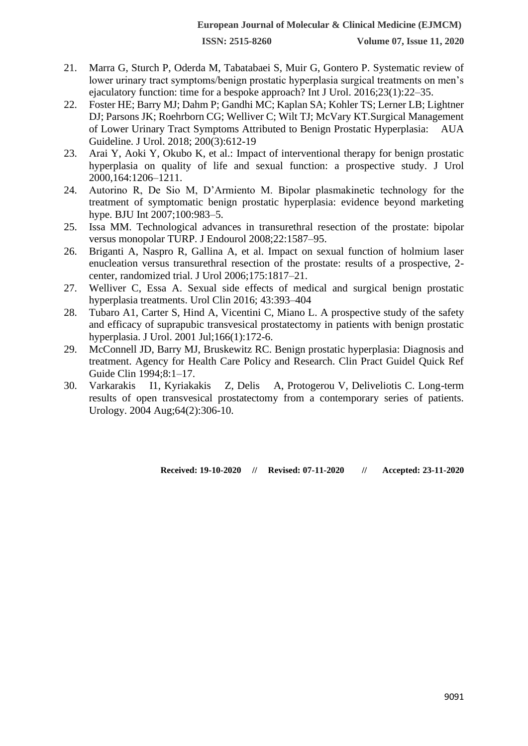21. Marra G, Sturch P, Oderda M, Tabatabaei S, Muir G, Gontero P. Systematic review of lower urinary tract symptoms/benign prostatic hyperplasia surgical treatments on men's ejaculatory function: time for a bespoke approach? Int J Urol. 2016;23(1):22–35.
22. Foster HE; Barry MJ; Dahm P; Gandhi MC; Kaplan SA; Kohler TS; Lerner LB; Lightner DJ; Parsons JK; Roehrborn CG; Welliver C; Wilt TJ; McVary KT.Surgical Management of Lower Urinary Tract Symptoms Attributed to Benign Prostatic Hyperplasia: AUA Guideline. J Urol. 2018; 200(3):612-19
23. Arai Y, Aoki Y, Okubo K, et al.: Impact of interventional therapy for benign prostatic hyperplasia on quality of life and sexual function: a prospective study. J Urol 2000,164:1206–1211.
24. Autorino R, De Sio M, D'Armiento M. Bipolar plasmakinetic technology for the treatment of symptomatic benign prostatic hyperplasia: evidence beyond marketing hype. BJU Int 2007;100:983–5.
25. Issa MM. Technological advances in transurethral resection of the prostate: bipolar versus monopolar TURP. J Endourol 2008;22:1587–95.
26. Briganti A, Naspro R, Gallina A, et al. Impact on sexual function of holmium laser enucleation versus transurethral resection of the prostate: results of a prospective, 2-center, randomized trial. J Urol 2006;175:1817–21.
27. Welliver C, Essa A. Sexual side effects of medical and surgical benign prostatic hyperplasia treatments. Urol Clin 2016; 43:393–404
28. Tubaro A1, Carter S, Hind A, Vicentini C, Miano L. A prospective study of the safety and efficacy of suprapubic transvesical prostatectomy in patients with benign prostatic hyperplasia. J Urol. 2001 Jul;166(1):172-6.
29. McConnell JD, Barry MJ, Bruskewitz RC. Benign prostatic hyperplasia: Diagnosis and treatment. Agency for Health Care Policy and Research. Clin Pract Guidel Quick Ref Guide Clin 1994;8:1–17.
30. Varkarakis I1, Kyriakakis Z, Delis A, Protogerou V, Deliveliotis C. Long-term results of open transvesical prostatectomy from a contemporary series of patients. Urology. 2004 Aug;64(2):306-10.

**Received: 19-10-2020 // Revised: 07-11-2020 // Accepted: 23-11-2020**